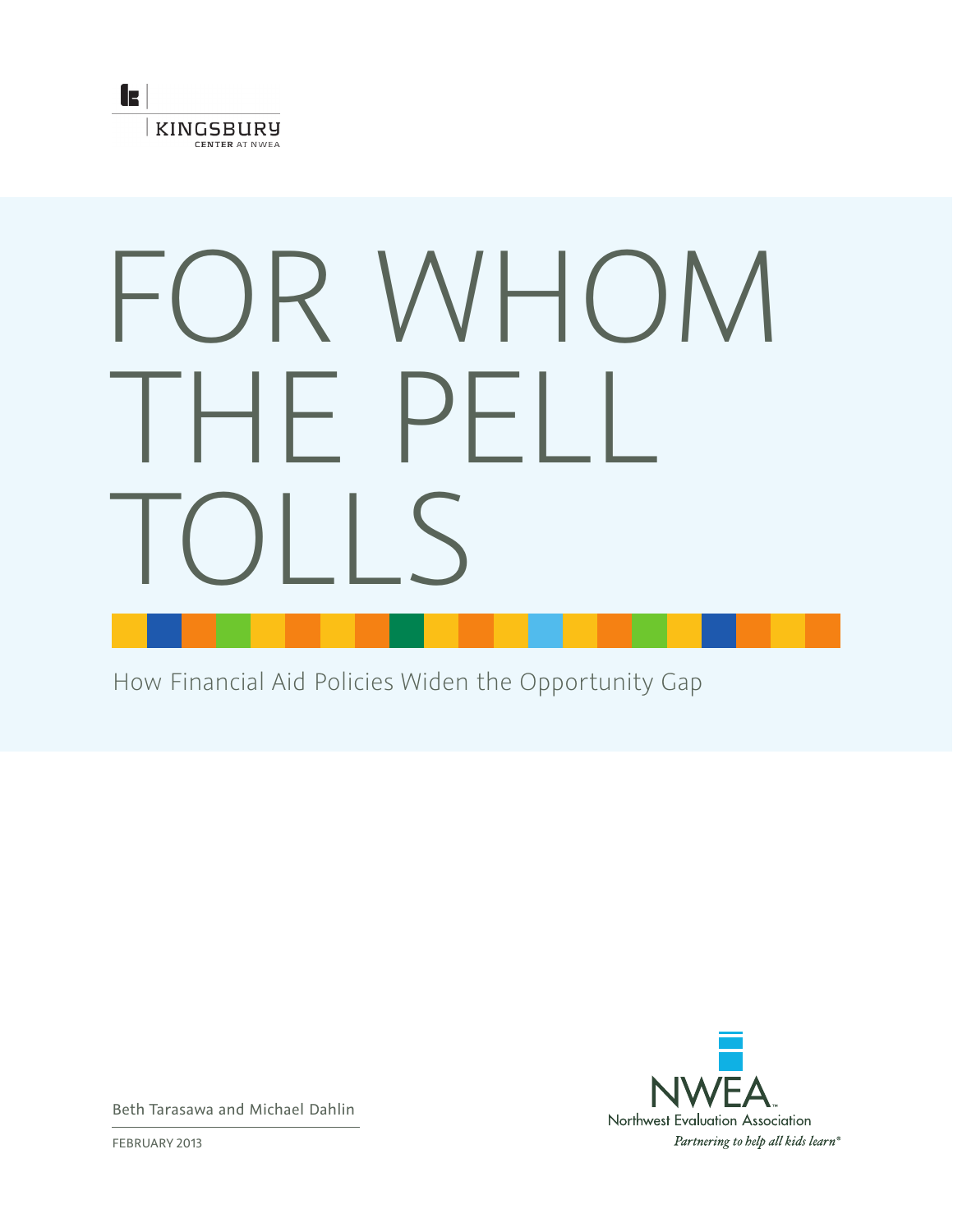KINGSBURY
CENTER AT NWEA

# FOR WHOM THE PELL TOLLS

How Financial Aid Policies Widen the Opportunity Gap

Beth Tarasawa and Michael Dahlin

FEBRUARY 2013

NWEA
Northwest Evaluation Association
*Partnering to help all kids learn®*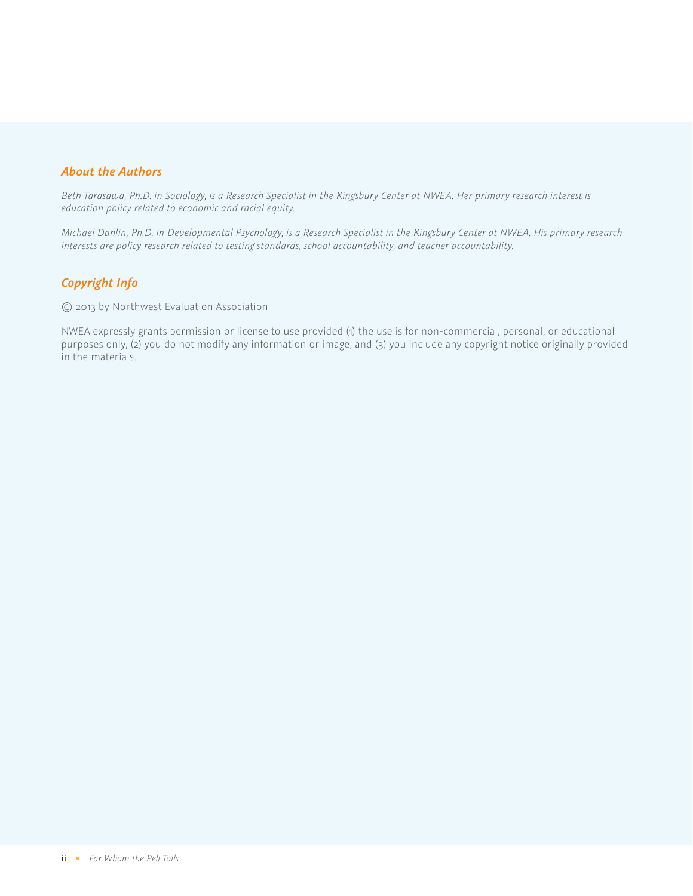## About the Authors

*Beth Tarasawa, Ph.D. in Sociology, is a Research Specialist in the Kingsbury Center at NWEA. Her primary research interest is education policy related to economic and racial equity.*

*Michael Dahlin, Ph.D. in Developmental Psychology, is a Research Specialist in the Kingsbury Center at NWEA. His primary research interests are policy research related to testing standards, school accountability, and teacher accountability.*

## Copyright Info

© 2013 by Northwest Evaluation Association

NWEA expressly grants permission or license to use provided (1) the use is for non-commercial, personal, or educational purposes only, (2) you do not modify any information or image, and (3) you include any copyright notice originally provided in the materials.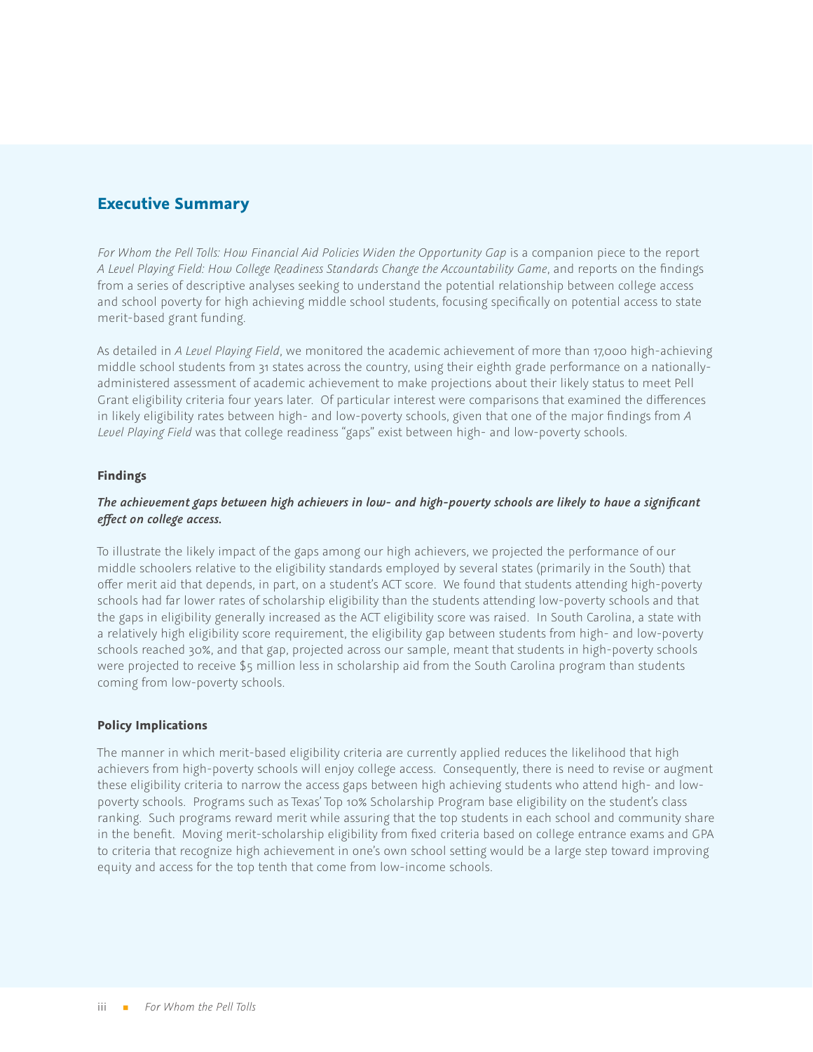## Executive Summary

*For Whom the Pell Tolls: How Financial Aid Policies Widen the Opportunity Gap* is a companion piece to the report *A Level Playing Field: How College Readiness Standards Change the Accountability Game*, and reports on the findings from a series of descriptive analyses seeking to understand the potential relationship between college access and school poverty for high achieving middle school students, focusing specifically on potential access to state merit-based grant funding.

As detailed in *A Level Playing Field*, we monitored the academic achievement of more than 17,000 high-achieving middle school students from 31 states across the country, using their eighth grade performance on a nationally-administered assessment of academic achievement to make projections about their likely status to meet Pell Grant eligibility criteria four years later. Of particular interest were comparisons that examined the differences in likely eligibility rates between high- and low-poverty schools, given that one of the major findings from *A Level Playing Field* was that college readiness "gaps" exist between high- and low-poverty schools.

### Findings

***The achievement gaps between high achievers in low- and high-poverty schools are likely to have a significant effect on college access.***

To illustrate the likely impact of the gaps among our high achievers, we projected the performance of our middle schoolers relative to the eligibility standards employed by several states (primarily in the South) that offer merit aid that depends, in part, on a student's ACT score. We found that students attending high-poverty schools had far lower rates of scholarship eligibility than the students attending low-poverty schools and that the gaps in eligibility generally increased as the ACT eligibility score was raised. In South Carolina, a state with a relatively high eligibility score requirement, the eligibility gap between students from high- and low-poverty schools reached 30%, and that gap, projected across our sample, meant that students in high-poverty schools were projected to receive $5 million less in scholarship aid from the South Carolina program than students coming from low-poverty schools.

### Policy Implications

The manner in which merit-based eligibility criteria are currently applied reduces the likelihood that high achievers from high-poverty schools will enjoy college access. Consequently, there is need to revise or augment these eligibility criteria to narrow the access gaps between high achieving students who attend high- and low-poverty schools. Programs such as Texas' Top 10% Scholarship Program base eligibility on the student's class ranking. Such programs reward merit while assuring that the top students in each school and community share in the benefit. Moving merit-scholarship eligibility from fixed criteria based on college entrance exams and GPA to criteria that recognize high achievement in one's own school setting would be a large step toward improving equity and access for the top tenth that come from low-income schools.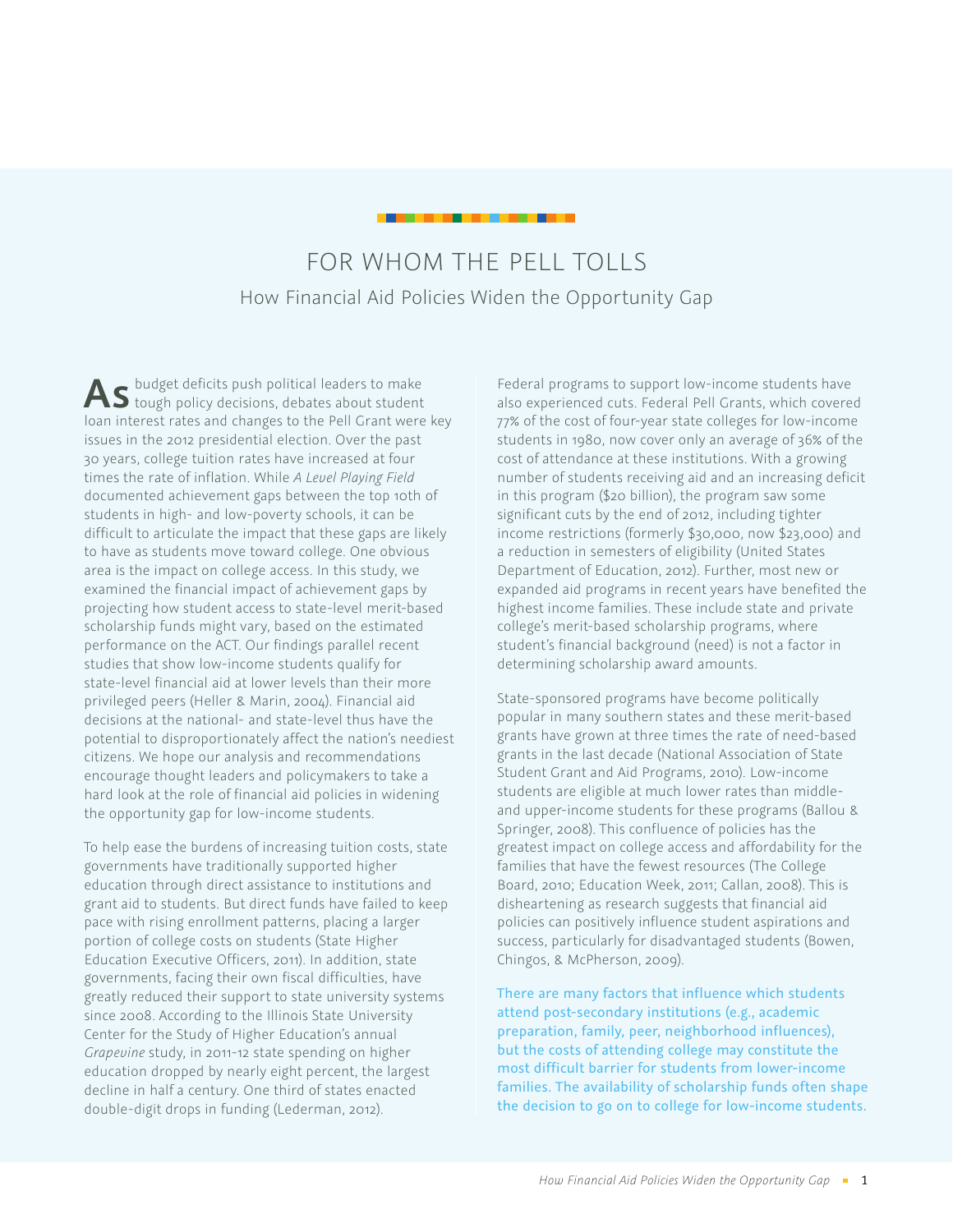# FOR WHOM THE PELL TOLLS

## How Financial Aid Policies Widen the Opportunity Gap

**As** budget deficits push political leaders to make tough policy decisions, debates about student loan interest rates and changes to the Pell Grant were key issues in the 2012 presidential election. Over the past 30 years, college tuition rates have increased at four times the rate of inflation. While *A Level Playing Field* documented achievement gaps between the top 10th of students in high- and low-poverty schools, it can be difficult to articulate the impact that these gaps are likely to have as students move toward college. One obvious area is the impact on college access. In this study, we examined the financial impact of achievement gaps by projecting how student access to state-level merit-based scholarship funds might vary, based on the estimated performance on the ACT. Our findings parallel recent studies that show low-income students qualify for state-level financial aid at lower levels than their more privileged peers (Heller & Marin, 2004). Financial aid decisions at the national- and state-level thus have the potential to disproportionately affect the nation's neediest citizens. We hope our analysis and recommendations encourage thought leaders and policymakers to take a hard look at the role of financial aid policies in widening the opportunity gap for low-income students.

To help ease the burdens of increasing tuition costs, state governments have traditionally supported higher education through direct assistance to institutions and grant aid to students. But direct funds have failed to keep pace with rising enrollment patterns, placing a larger portion of college costs on students (State Higher Education Executive Officers, 2011). In addition, state governments, facing their own fiscal difficulties, have greatly reduced their support to state university systems since 2008. According to the Illinois State University Center for the Study of Higher Education's annual *Grapevine* study, in 2011-12 state spending on higher education dropped by nearly eight percent, the largest decline in half a century. One third of states enacted double-digit drops in funding (Lederman, 2012).

Federal programs to support low-income students have also experienced cuts. Federal Pell Grants, which covered 77% of the cost of four-year state colleges for low-income students in 1980, now cover only an average of 36% of the cost of attendance at these institutions. With a growing number of students receiving aid and an increasing deficit in this program ($20 billion), the program saw some significant cuts by the end of 2012, including tighter income restrictions (formerly $30,000, now $23,000) and a reduction in semesters of eligibility (United States Department of Education, 2012). Further, most new or expanded aid programs in recent years have benefited the highest income families. These include state and private college's merit-based scholarship programs, where student's financial background (need) is not a factor in determining scholarship award amounts.

State-sponsored programs have become politically popular in many southern states and these merit-based grants have grown at three times the rate of need-based grants in the last decade (National Association of State Student Grant and Aid Programs, 2010). Low-income students are eligible at much lower rates than middle- and upper-income students for these programs (Ballou & Springer, 2008). This confluence of policies has the greatest impact on college access and affordability for the families that have the fewest resources (The College Board, 2010; Education Week, 2011; Callan, 2008). This is disheartening as research suggests that financial aid policies can positively influence student aspirations and success, particularly for disadvantaged students (Bowen, Chingos, & McPherson, 2009).

There are many factors that influence which students attend post-secondary institutions (e.g., academic preparation, family, peer, neighborhood influences), but the costs of attending college may constitute the most difficult barrier for students from lower-income families. The availability of scholarship funds often shape the decision to go on to college for low-income students.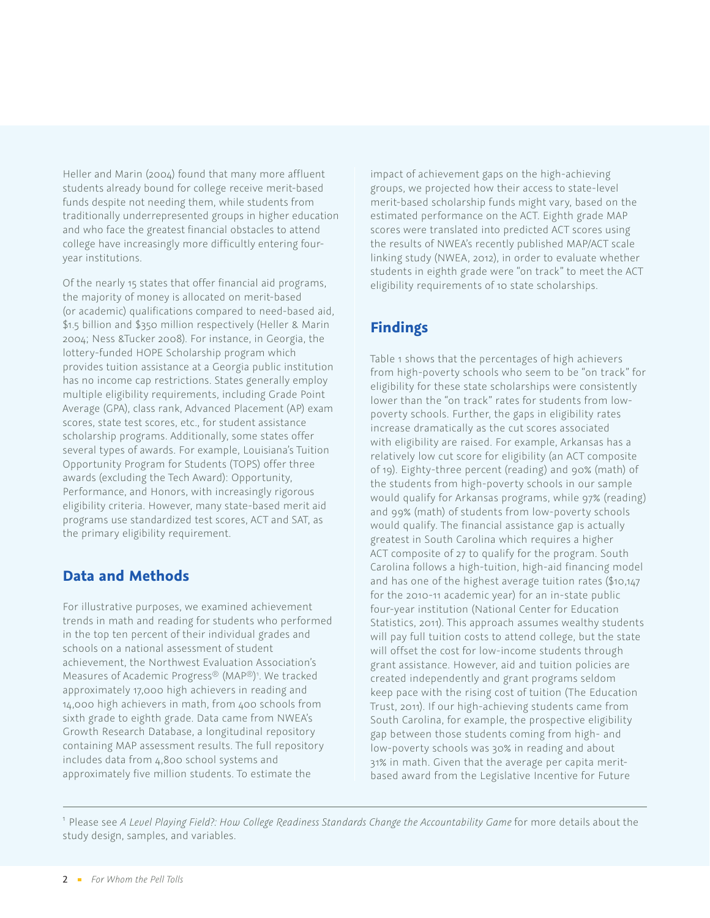Heller and Marin (2004) found that many more affluent students already bound for college receive merit-based funds despite not needing them, while students from traditionally underrepresented groups in higher education and who face the greatest financial obstacles to attend college have increasingly more difficultly entering four-year institutions.

Of the nearly 15 states that offer financial aid programs, the majority of money is allocated on merit-based (or academic) qualifications compared to need-based aid, $1.5 billion and $350 million respectively (Heller & Marin 2004; Ness &Tucker 2008). For instance, in Georgia, the lottery-funded HOPE Scholarship program which provides tuition assistance at a Georgia public institution has no income cap restrictions. States generally employ multiple eligibility requirements, including Grade Point Average (GPA), class rank, Advanced Placement (AP) exam scores, state test scores, etc., for student assistance scholarship programs. Additionally, some states offer several types of awards. For example, Louisiana's Tuition Opportunity Program for Students (TOPS) offer three awards (excluding the Tech Award): Opportunity, Performance, and Honors, with increasingly rigorous eligibility criteria. However, many state-based merit aid programs use standardized test scores, ACT and SAT, as the primary eligibility requirement.

## Data and Methods

For illustrative purposes, we examined achievement trends in math and reading for students who performed in the top ten percent of their individual grades and schools on a national assessment of student achievement, the Northwest Evaluation Association's Measures of Academic Progress® (MAP®)[1]. We tracked approximately 17,000 high achievers in reading and 14,000 high achievers in math, from 400 schools from sixth grade to eighth grade. Data came from NWEA's Growth Research Database, a longitudinal repository containing MAP assessment results. The full repository includes data from 4,800 school systems and approximately five million students. To estimate the impact of achievement gaps on the high-achieving groups, we projected how their access to state-level merit-based scholarship funds might vary, based on the estimated performance on the ACT. Eighth grade MAP scores were translated into predicted ACT scores using the results of NWEA's recently published MAP/ACT scale linking study (NWEA, 2012), in order to evaluate whether students in eighth grade were "on track" to meet the ACT eligibility requirements of 10 state scholarships.

## Findings

Table 1 shows that the percentages of high achievers from high-poverty schools who seem to be "on track" for eligibility for these state scholarships were consistently lower than the "on track" rates for students from low-poverty schools. Further, the gaps in eligibility rates increase dramatically as the cut scores associated with eligibility are raised. For example, Arkansas has a relatively low cut score for eligibility (an ACT composite of 19). Eighty-three percent (reading) and 90% (math) of the students from high-poverty schools in our sample would qualify for Arkansas programs, while 97% (reading) and 99% (math) of students from low-poverty schools would qualify. The financial assistance gap is actually greatest in South Carolina which requires a higher ACT composite of 27 to qualify for the program. South Carolina follows a high-tuition, high-aid financing model and has one of the highest average tuition rates ($10,147 for the 2010-11 academic year) for an in-state public four-year institution (National Center for Education Statistics, 2011). This approach assumes wealthy students will pay full tuition costs to attend college, but the state will offset the cost for low-income students through grant assistance. However, aid and tuition policies are created independently and grant programs seldom keep pace with the rising cost of tuition (The Education Trust, 2011). If our high-achieving students came from South Carolina, for example, the prospective eligibility gap between those students coming from high- and low-poverty schools was 30% in reading and about 31% in math. Given that the average per capita merit-based award from the Legislative Incentive for Future

---

[1] Please see *A Level Playing Field?: How College Readiness Standards Change the Accountability Game* for more details about the study design, samples, and variables.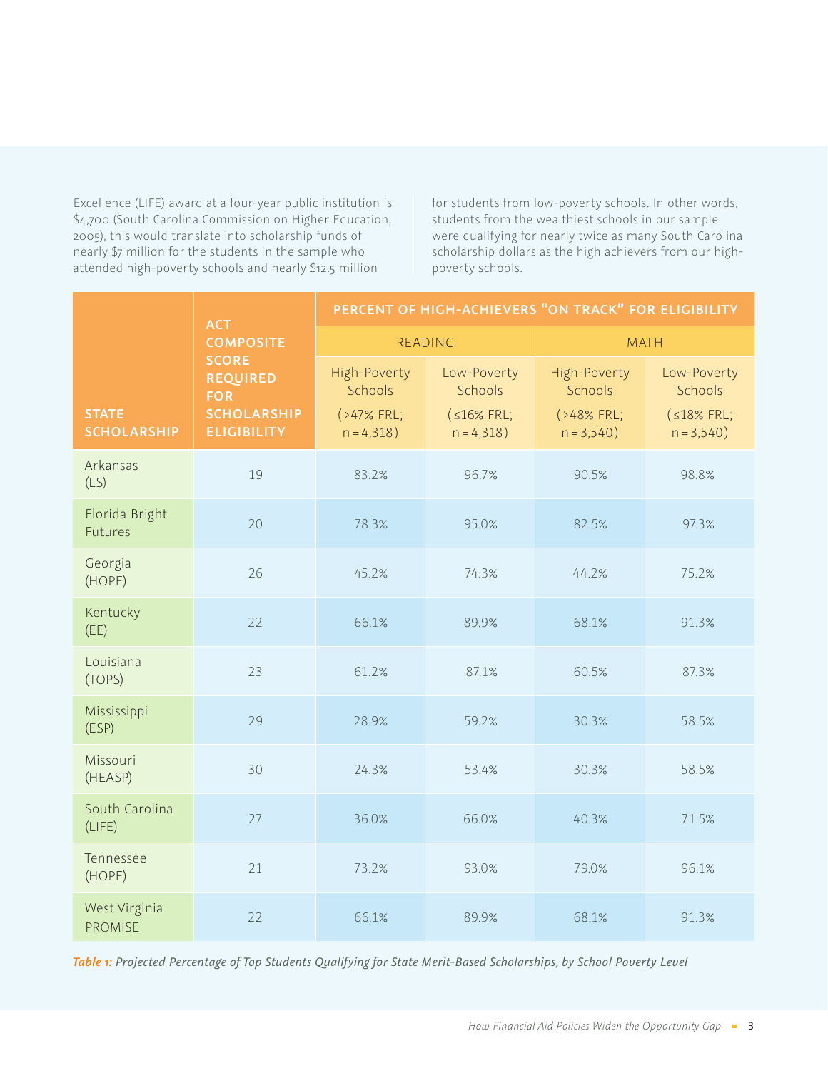Excellence (LIFE) award at a four-year public institution is $4,700 (South Carolina Commission on Higher Education, 2005), this would translate into scholarship funds of nearly $7 million for the students in the sample who attended high-poverty schools and nearly $12.5 million for students from low-poverty schools. In other words, students from the wealthiest schools in our sample were qualifying for nearly twice as many South Carolina scholarship dollars as the high achievers from our high-poverty schools.

| STATE SCHOLARSHIP | ACT COMPOSITE SCORE REQUIRED FOR SCHOLARSHIP ELIGIBILITY | PERCENT OF HIGH-ACHIEVERS "ON TRACK" FOR ELIGIBILITY | | | |
|---|---|---|---|---|---|
| | | READING | | MATH | |
| | | High-Poverty Schools (>47% FRL; n = 4,318) | Low-Poverty Schools (≤16% FRL; n = 4,318) | High-Poverty Schools (>48% FRL; n = 3,540) | Low-Poverty Schools (≤18% FRL; n = 3,540) |
| Arkansas (LS) | 19 | 83.2% | 96.7% | 90.5% | 98.8% |
| Florida Bright Futures | 20 | 78.3% | 95.0% | 82.5% | 97.3% |
| Georgia (HOPE) | 26 | 45.2% | 74.3% | 44.2% | 75.2% |
| Kentucky (EE) | 22 | 66.1% | 89.9% | 68.1% | 91.3% |
| Louisiana (TOPS) | 23 | 61.2% | 87.1% | 60.5% | 87.3% |
| Mississippi (ESP) | 29 | 28.9% | 59.2% | 30.3% | 58.5% |
| Missouri (HEASP) | 30 | 24.3% | 53.4% | 30.3% | 58.5% |
| South Carolina (LIFE) | 27 | 36.0% | 66.0% | 40.3% | 71.5% |
| Tennessee (HOPE) | 21 | 73.2% | 93.0% | 79.0% | 96.1% |
| West Virginia PROMISE | 22 | 66.1% | 89.9% | 68.1% | 91.3% |

*Table 1: Projected Percentage of Top Students Qualifying for State Merit-Based Scholarships, by School Poverty Level*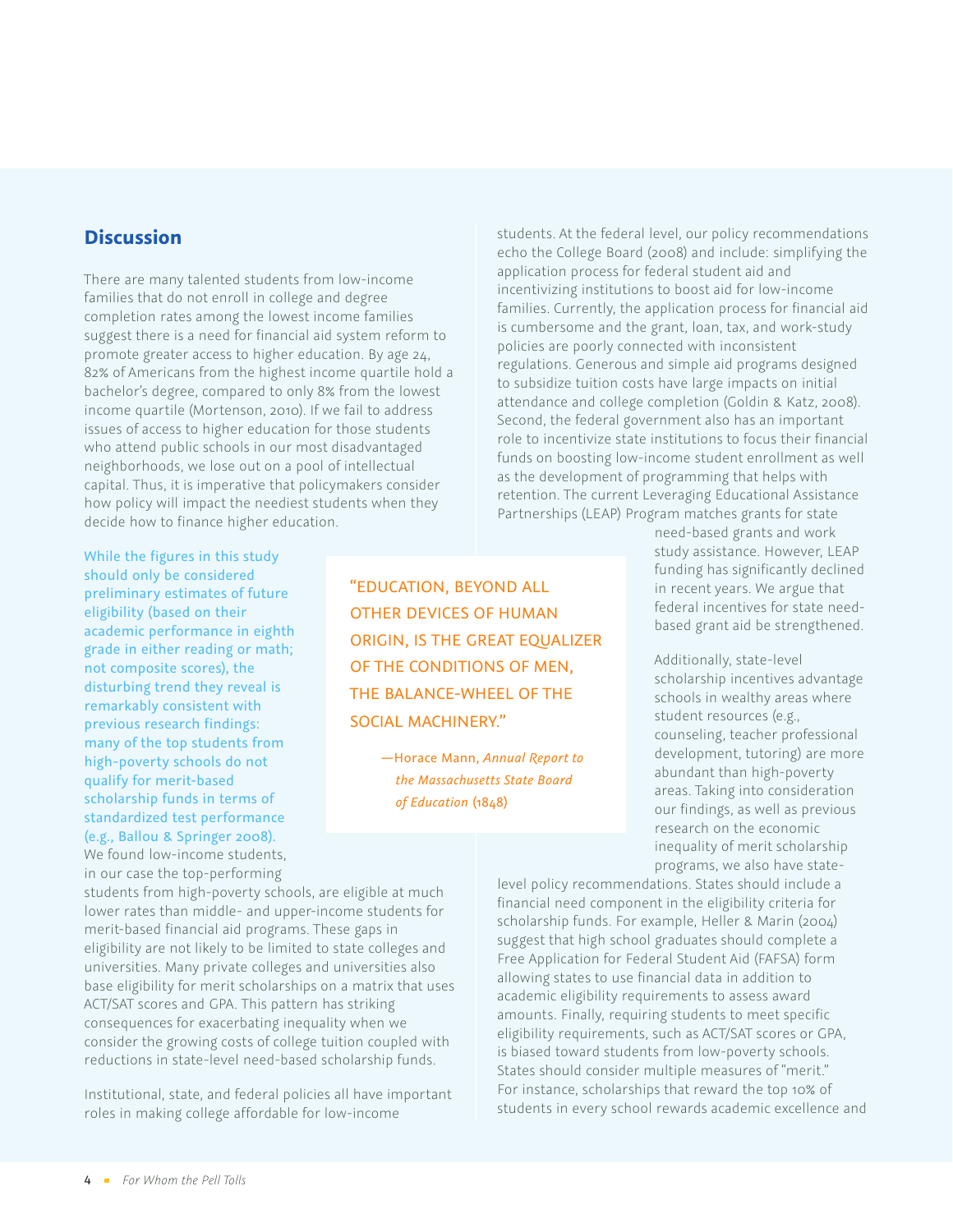## Discussion

There are many talented students from low-income families that do not enroll in college and degree completion rates among the lowest income families suggest there is a need for financial aid system reform to promote greater access to higher education. By age 24, 82% of Americans from the highest income quartile hold a bachelor's degree, compared to only 8% from the lowest income quartile (Mortenson, 2010). If we fail to address issues of access to higher education for those students who attend public schools in our most disadvantaged neighborhoods, we lose out on a pool of intellectual capital. Thus, it is imperative that policymakers consider how policy will impact the neediest students when they decide how to finance higher education.

While the figures in this study should only be considered preliminary estimates of future eligibility (based on their academic performance in eighth grade in either reading or math; not composite scores), the disturbing trend they reveal is remarkably consistent with previous research findings: many of the top students from high-poverty schools do not qualify for merit-based scholarship funds in terms of standardized test performance (e.g., Ballou & Springer 2008). We found low-income students, in our case the top-performing students from high-poverty schools, are eligible at much lower rates than middle- and upper-income students for merit-based financial aid programs. These gaps in eligibility are not likely to be limited to state colleges and universities. Many private colleges and universities also base eligibility for merit scholarships on a matrix that uses ACT/SAT scores and GPA. This pattern has striking consequences for exacerbating inequality when we consider the growing costs of college tuition coupled with reductions in state-level need-based scholarship funds.

> "EDUCATION, BEYOND ALL OTHER DEVICES OF HUMAN ORIGIN, IS THE GREAT EQUALIZER OF THE CONDITIONS OF MEN, THE BALANCE-WHEEL OF THE SOCIAL MACHINERY."
>
> —Horace Mann, *Annual Report to the Massachusetts State Board of Education* (1848)

Institutional, state, and federal policies all have important roles in making college affordable for low-income students. At the federal level, our policy recommendations echo the College Board (2008) and include: simplifying the application process for federal student aid and incentivizing institutions to boost aid for low-income families. Currently, the application process for financial aid is cumbersome and the grant, loan, tax, and work-study policies are poorly connected with inconsistent regulations. Generous and simple aid programs designed to subsidize tuition costs have large impacts on initial attendance and college completion (Goldin & Katz, 2008). Second, the federal government also has an important role to incentivize state institutions to focus their financial funds on boosting low-income student enrollment as well as the development of programming that helps with retention. The current Leveraging Educational Assistance Partnerships (LEAP) Program matches grants for state need-based grants and work study assistance. However, LEAP funding has significantly declined in recent years. We argue that federal incentives for state need-based grant aid be strengthened.

Additionally, state-level scholarship incentives advantage schools in wealthy areas where student resources (e.g., counseling, teacher professional development, tutoring) are more abundant than high-poverty areas. Taking into consideration our findings, as well as previous research on the economic inequality of merit scholarship programs, we also have state-level policy recommendations. States should include a financial need component in the eligibility criteria for scholarship funds. For example, Heller & Marin (2004) suggest that high school graduates should complete a Free Application for Federal Student Aid (FAFSA) form allowing states to use financial data in addition to academic eligibility requirements to assess award amounts. Finally, requiring students to meet specific eligibility requirements, such as ACT/SAT scores or GPA, is biased toward students from low-poverty schools. States should consider multiple measures of "merit." For instance, scholarships that reward the top 10% of students in every school rewards academic excellence and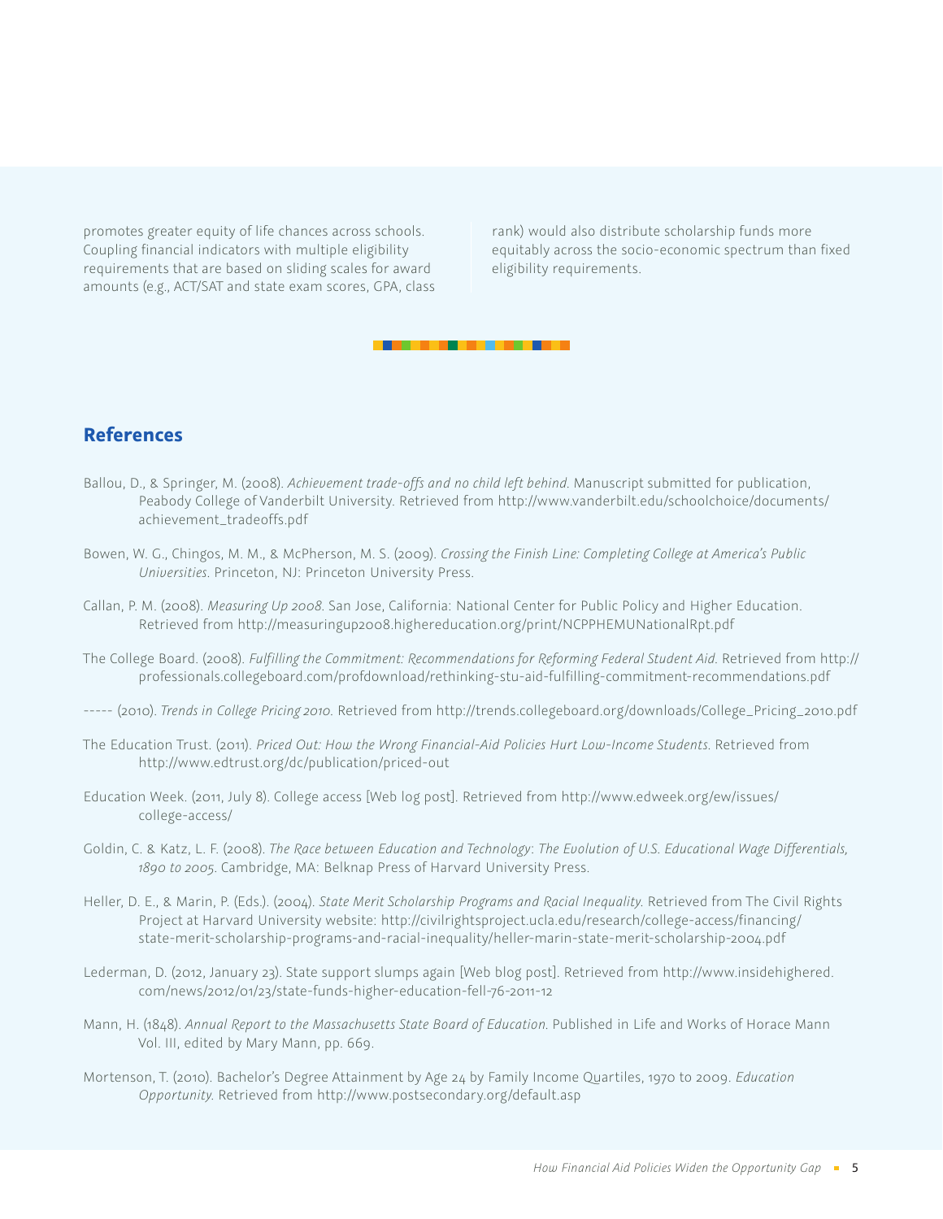promotes greater equity of life chances across schools. Coupling financial indicators with multiple eligibility requirements that are based on sliding scales for award amounts (e.g., ACT/SAT and state exam scores, GPA, class rank) would also distribute scholarship funds more equitably across the socio-economic spectrum than fixed eligibility requirements.

## References

Ballou, D., & Springer, M. (2008). *Achievement trade-offs and no child left behind.* Manuscript submitted for publication, Peabody College of Vanderbilt University. Retrieved from http://www.vanderbilt.edu/schoolchoice/documents/achievement_tradeoffs.pdf

Bowen, W. G., Chingos, M. M., & McPherson, M. S. (2009). *Crossing the Finish Line: Completing College at America's Public Universities*. Princeton, NJ: Princeton University Press.

Callan, P. M. (2008). *Measuring Up 2008*. San Jose, California: National Center for Public Policy and Higher Education. Retrieved from http://measuringup2008.highereducation.org/print/NCPPHEMUNationalRpt.pdf

The College Board. (2008). *Fulfilling the Commitment: Recommendations for Reforming Federal Student Aid.* Retrieved from http://professionals.collegeboard.com/profdownload/rethinking-stu-aid-fulfilling-commitment-recommendations.pdf

----- (2010). *Trends in College Pricing 2010.* Retrieved from http://trends.collegeboard.org/downloads/College_Pricing_2010.pdf

The Education Trust. (2011). *Priced Out: How the Wrong Financial-Aid Policies Hurt Low-Income Students*. Retrieved from http://www.edtrust.org/dc/publication/priced-out

Education Week. (2011, July 8). College access [Web log post]. Retrieved from http://www.edweek.org/ew/issues/college-access/

Goldin, C. & Katz, L. F. (2008). *The Race between Education and Technology*: *The Evolution of U.S. Educational Wage Differentials, 1890 to 2005*. Cambridge, MA: Belknap Press of Harvard University Press.

Heller, D. E., & Marin, P. (Eds.). (2004). *State Merit Scholarship Programs and Racial Inequality.* Retrieved from The Civil Rights Project at Harvard University website: http://civilrightsproject.ucla.edu/research/college-access/financing/state-merit-scholarship-programs-and-racial-inequality/heller-marin-state-merit-scholarship-2004.pdf

Lederman, D. (2012, January 23). State support slumps again [Web blog post]. Retrieved from http://www.insidehighered.com/news/2012/01/23/state-funds-higher-education-fell-76-2011-12

Mann, H. (1848). *Annual Report to the Massachusetts State Board of Education.* Published in Life and Works of Horace Mann Vol. III, edited by Mary Mann, pp. 669.

Mortenson, T. (2010). Bachelor's Degree Attainment by Age 24 by Family Income Quartiles, 1970 to 2009. *Education Opportunity.* Retrieved from http://www.postsecondary.org/default.asp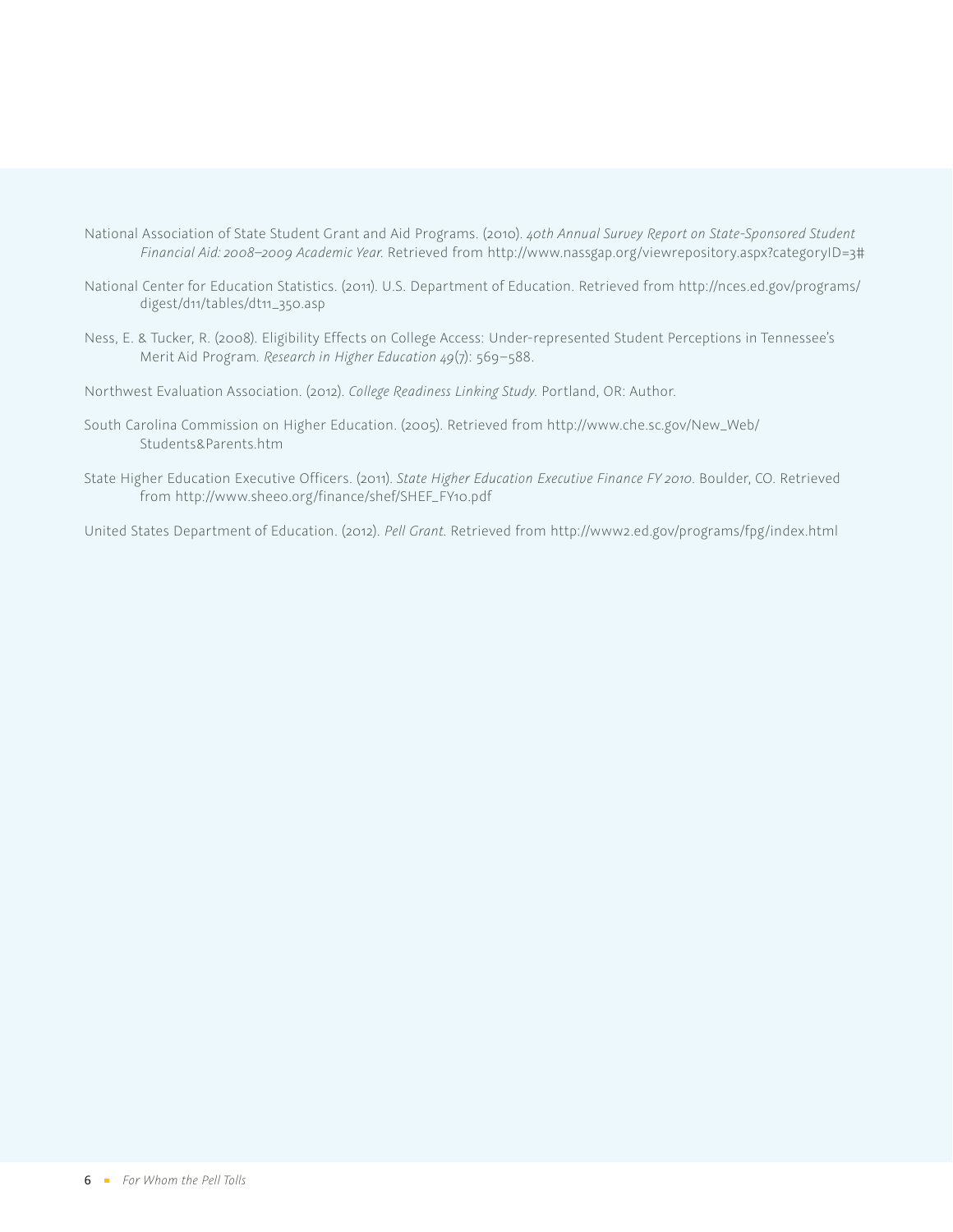National Association of State Student Grant and Aid Programs. (2010). *40th Annual Survey Report on State-Sponsored Student Financial Aid: 2008–2009 Academic Year.* Retrieved from http://www.nassgap.org/viewrepository.aspx?categoryID=3#

National Center for Education Statistics. (2011). U.S. Department of Education. Retrieved from http://nces.ed.gov/programs/digest/d11/tables/dt11_350.asp

Ness, E. & Tucker, R. (2008). Eligibility Effects on College Access: Under-represented Student Perceptions in Tennessee's Merit Aid Program. *Research in Higher Education 49*(7): 569–588.

Northwest Evaluation Association. (2012). *College Readiness Linking Study.* Portland, OR: Author.

South Carolina Commission on Higher Education. (2005). Retrieved from http://www.che.sc.gov/New_Web/Students&Parents.htm

State Higher Education Executive Officers. (2011). *State Higher Education Executive Finance FY 2010.* Boulder, CO. Retrieved from http://www.sheeo.org/finance/shef/SHEF_FY10.pdf

United States Department of Education. (2012). *Pell Grant.* Retrieved from http://www2.ed.gov/programs/fpg/index.html